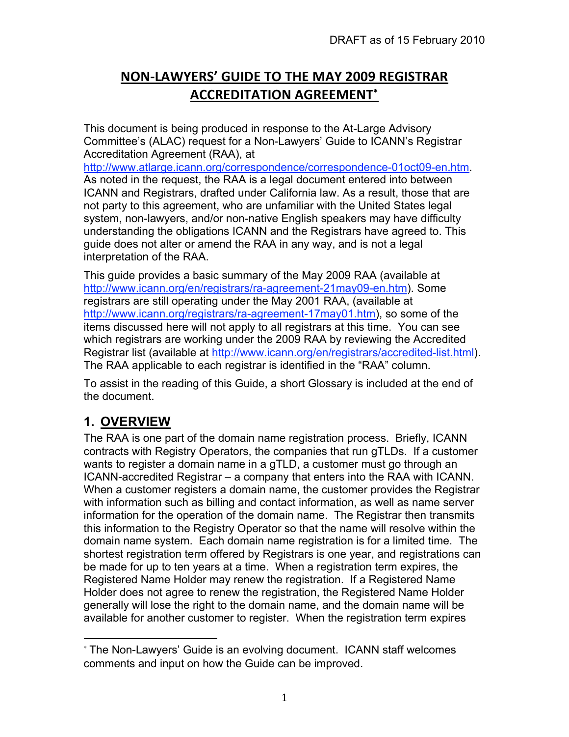DRAFT as of 15 February 2010

# NON-LAWYERS' GUIDE TO THE MAY 2009 REGISTRAR ACCREDITATION AGREEMENT*

This document is being produced in response to the At-Large Advisory Committee's (ALAC) request for a Non-Lawyers' Guide to ICANN's Registrar Accreditation Agreement (RAA), at http://www.atlarge.icann.org/correspondence/correspondence-01oct09-en.htm. As noted in the request, the RAA is a legal document entered into between ICANN and Registrars, drafted under California law. As a result, those that are not party to this agreement, who are unfamiliar with the United States legal system, non-lawyers, and/or non-native English speakers may have difficulty understanding the obligations ICANN and the Registrars have agreed to. This guide does not alter or amend the RAA in any way, and is not a legal interpretation of the RAA.

This guide provides a basic summary of the May 2009 RAA (available at http://www.icann.org/en/registrars/ra-agreement-21may09-en.htm). Some registrars are still operating under the May 2001 RAA, (available at http://www.icann.org/registrars/ra-agreement-17may01.htm), so some of the items discussed here will not apply to all registrars at this time. You can see which registrars are working under the 2009 RAA by reviewing the Accredited Registrar list (available at http://www.icann.org/en/registrars/accredited-list.html). The RAA applicable to each registrar is identified in the "RAA" column.

To assist in the reading of this Guide, a short Glossary is included at the end of the document.

## 1. OVERVIEW

The RAA is one part of the domain name registration process. Briefly, ICANN contracts with Registry Operators, the companies that run gTLDs. If a customer wants to register a domain name in a gTLD, a customer must go through an ICANN-accredited Registrar – a company that enters into the RAA with ICANN. When a customer registers a domain name, the customer provides the Registrar with information such as billing and contact information, as well as name server information for the operation of the domain name. The Registrar then transmits this information to the Registry Operator so that the name will resolve within the domain name system. Each domain name registration is for a limited time. The shortest registration term offered by Registrars is one year, and registrations can be made for up to ten years at a time. When a registration term expires, the Registered Name Holder may renew the registration. If a Registered Name Holder does not agree to renew the registration, the Registered Name Holder generally will lose the right to the domain name, and the domain name will be available for another customer to register. When the registration term expires

* The Non-Lawyers' Guide is an evolving document. ICANN staff welcomes comments and input on how the Guide can be improved.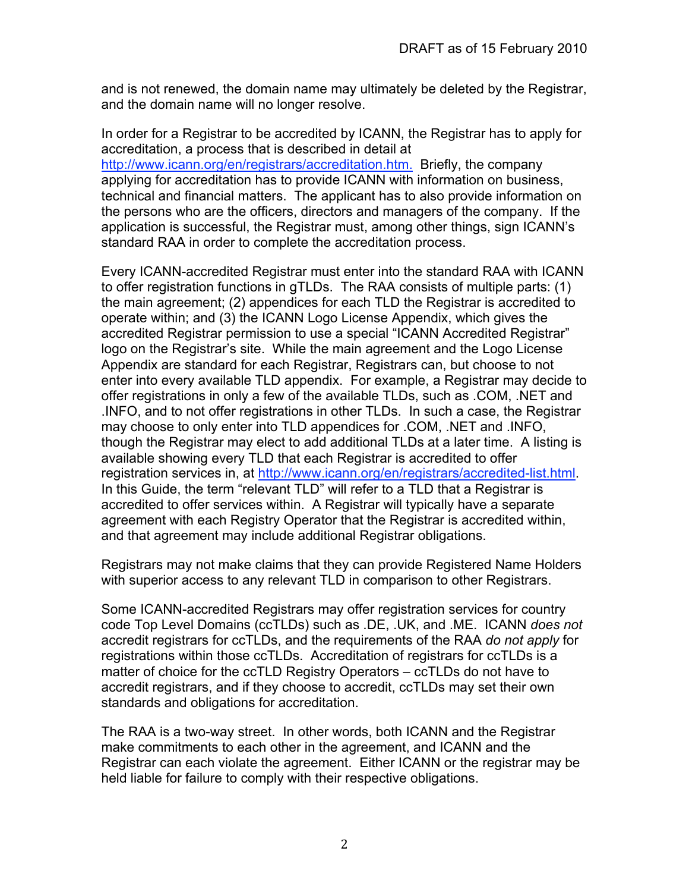and is not renewed, the domain name may ultimately be deleted by the Registrar, and the domain name will no longer resolve.

In order for a Registrar to be accredited by ICANN, the Registrar has to apply for accreditation, a process that is described in detail at http://www.icann.org/en/registrars/accreditation.htm. Briefly, the company applying for accreditation has to provide ICANN with information on business, technical and financial matters. The applicant has to also provide information on the persons who are the officers, directors and managers of the company. If the application is successful, the Registrar must, among other things, sign ICANN's standard RAA in order to complete the accreditation process.

Every ICANN-accredited Registrar must enter into the standard RAA with ICANN to offer registration functions in gTLDs. The RAA consists of multiple parts: (1) the main agreement; (2) appendices for each TLD the Registrar is accredited to operate within; and (3) the ICANN Logo License Appendix, which gives the accredited Registrar permission to use a special "ICANN Accredited Registrar" logo on the Registrar's site. While the main agreement and the Logo License Appendix are standard for each Registrar, Registrars can, but choose to not enter into every available TLD appendix. For example, a Registrar may decide to offer registrations in only a few of the available TLDs, such as .COM, .NET and .INFO, and to not offer registrations in other TLDs. In such a case, the Registrar may choose to only enter into TLD appendices for .COM, .NET and .INFO, though the Registrar may elect to add additional TLDs at a later time. A listing is available showing every TLD that each Registrar is accredited to offer registration services in, at http://www.icann.org/en/registrars/accredited-list.html. In this Guide, the term "relevant TLD" will refer to a TLD that a Registrar is accredited to offer services within. A Registrar will typically have a separate agreement with each Registry Operator that the Registrar is accredited within, and that agreement may include additional Registrar obligations.

Registrars may not make claims that they can provide Registered Name Holders with superior access to any relevant TLD in comparison to other Registrars.

Some ICANN-accredited Registrars may offer registration services for country code Top Level Domains (ccTLDs) such as .DE, .UK, and .ME. ICANN *does not* accredit registrars for ccTLDs, and the requirements of the RAA *do not apply* for registrations within those ccTLDs. Accreditation of registrars for ccTLDs is a matter of choice for the ccTLD Registry Operators – ccTLDs do not have to accredit registrars, and if they choose to accredit, ccTLDs may set their own standards and obligations for accreditation.

The RAA is a two-way street. In other words, both ICANN and the Registrar make commitments to each other in the agreement, and ICANN and the Registrar can each violate the agreement. Either ICANN or the registrar may be held liable for failure to comply with their respective obligations.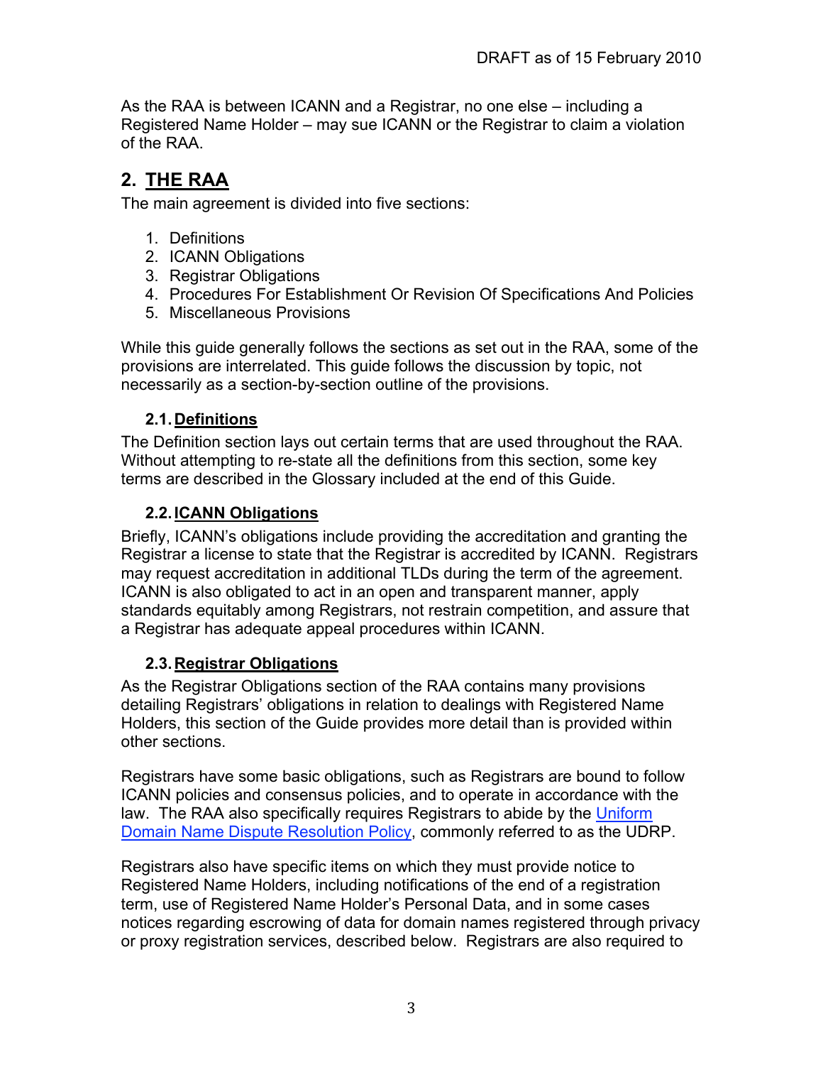As the RAA is between ICANN and a Registrar, no one else – including a Registered Name Holder – may sue ICANN or the Registrar to claim a violation of the RAA.

## 2. THE RAA

The main agreement is divided into five sections:

1. Definitions
2. ICANN Obligations
3. Registrar Obligations
4. Procedures For Establishment Or Revision Of Specifications And Policies
5. Miscellaneous Provisions

While this guide generally follows the sections as set out in the RAA, some of the provisions are interrelated. This guide follows the discussion by topic, not necessarily as a section-by-section outline of the provisions.

### 2.1. Definitions

The Definition section lays out certain terms that are used throughout the RAA. Without attempting to re-state all the definitions from this section, some key terms are described in the Glossary included at the end of this Guide.

### 2.2. ICANN Obligations

Briefly, ICANN's obligations include providing the accreditation and granting the Registrar a license to state that the Registrar is accredited by ICANN. Registrars may request accreditation in additional TLDs during the term of the agreement. ICANN is also obligated to act in an open and transparent manner, apply standards equitably among Registrars, not restrain competition, and assure that a Registrar has adequate appeal procedures within ICANN.

### 2.3. Registrar Obligations

As the Registrar Obligations section of the RAA contains many provisions detailing Registrars' obligations in relation to dealings with Registered Name Holders, this section of the Guide provides more detail than is provided within other sections.

Registrars have some basic obligations, such as Registrars are bound to follow ICANN policies and consensus policies, and to operate in accordance with the law. The RAA also specifically requires Registrars to abide by the Uniform Domain Name Dispute Resolution Policy, commonly referred to as the UDRP.

Registrars also have specific items on which they must provide notice to Registered Name Holders, including notifications of the end of a registration term, use of Registered Name Holder's Personal Data, and in some cases notices regarding escrowing of data for domain names registered through privacy or proxy registration services, described below. Registrars are also required to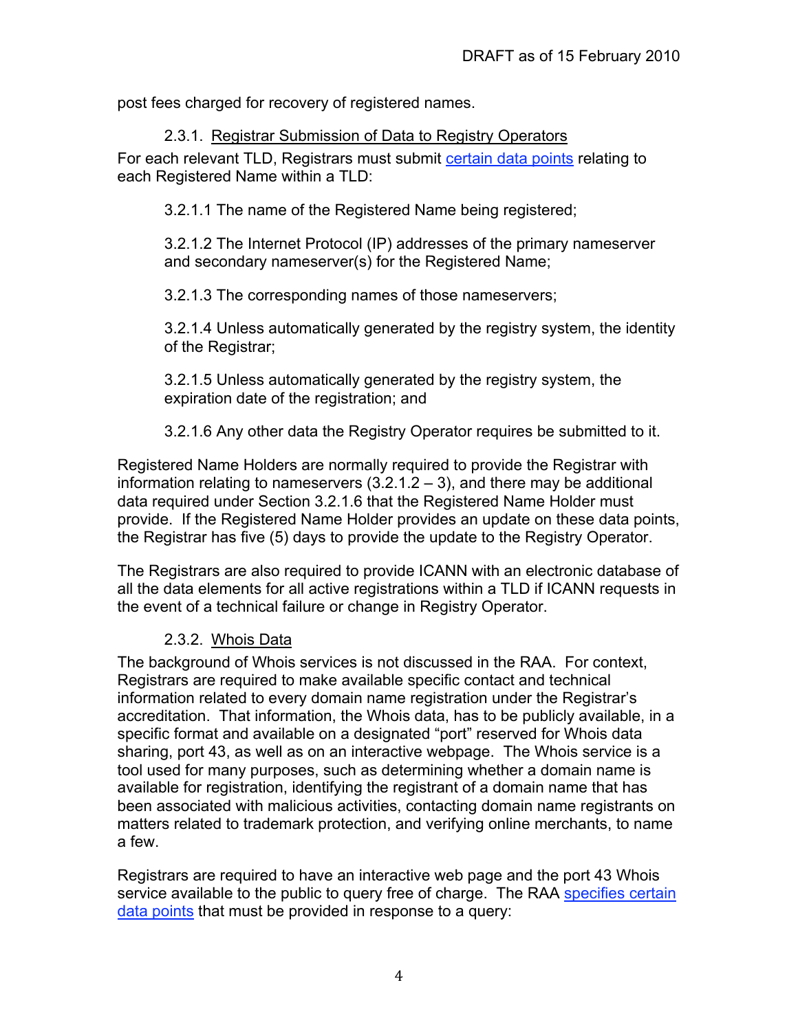post fees charged for recovery of registered names.

### 2.3.1. Registrar Submission of Data to Registry Operators

For each relevant TLD, Registrars must submit [certain data points](#) relating to each Registered Name within a TLD:

> 3.2.1.1 The name of the Registered Name being registered;
>
> 3.2.1.2 The Internet Protocol (IP) addresses of the primary nameserver and secondary nameserver(s) for the Registered Name;
>
> 3.2.1.3 The corresponding names of those nameservers;
>
> 3.2.1.4 Unless automatically generated by the registry system, the identity of the Registrar;
>
> 3.2.1.5 Unless automatically generated by the registry system, the expiration date of the registration; and
>
> 3.2.1.6 Any other data the Registry Operator requires be submitted to it.

Registered Name Holders are normally required to provide the Registrar with information relating to nameservers (3.2.1.2 – 3), and there may be additional data required under Section 3.2.1.6 that the Registered Name Holder must provide. If the Registered Name Holder provides an update on these data points, the Registrar has five (5) days to provide the update to the Registry Operator.

The Registrars are also required to provide ICANN with an electronic database of all the data elements for all active registrations within a TLD if ICANN requests in the event of a technical failure or change in Registry Operator.

### 2.3.2. Whois Data

The background of Whois services is not discussed in the RAA. For context, Registrars are required to make available specific contact and technical information related to every domain name registration under the Registrar's accreditation. That information, the Whois data, has to be publicly available, in a specific format and available on a designated "port" reserved for Whois data sharing, port 43, as well as on an interactive webpage. The Whois service is a tool used for many purposes, such as determining whether a domain name is available for registration, identifying the registrant of a domain name that has been associated with malicious activities, contacting domain name registrants on matters related to trademark protection, and verifying online merchants, to name a few.

Registrars are required to have an interactive web page and the port 43 Whois service available to the public to query free of charge. The RAA [specifies certain data points](#) that must be provided in response to a query: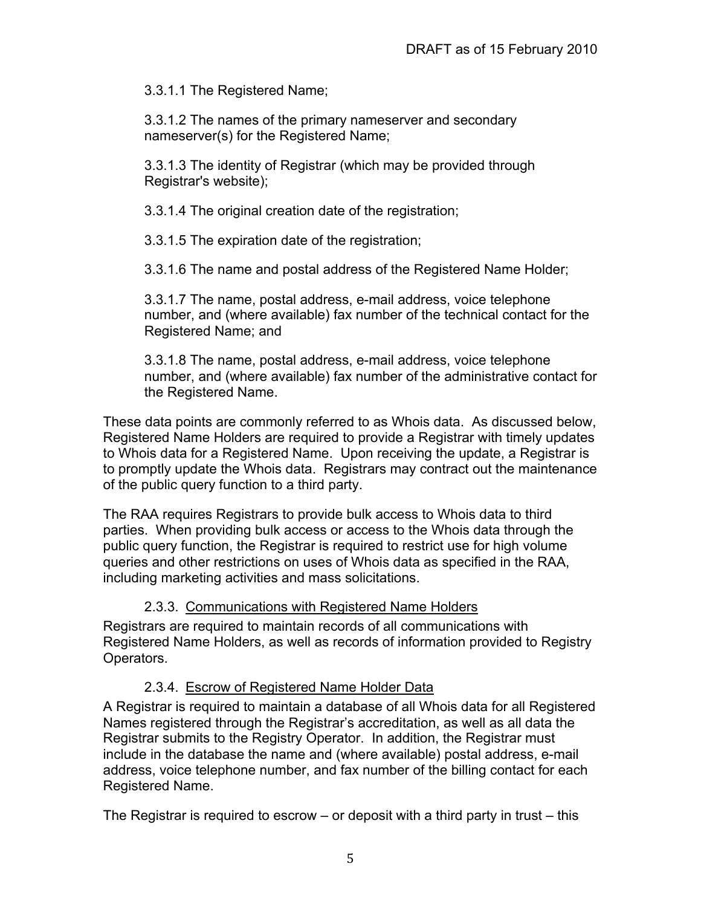3.3.1.1 The Registered Name;

3.3.1.2 The names of the primary nameserver and secondary nameserver(s) for the Registered Name;

3.3.1.3 The identity of Registrar (which may be provided through Registrar's website);

3.3.1.4 The original creation date of the registration;

3.3.1.5 The expiration date of the registration;

3.3.1.6 The name and postal address of the Registered Name Holder;

3.3.1.7 The name, postal address, e-mail address, voice telephone number, and (where available) fax number of the technical contact for the Registered Name; and

3.3.1.8 The name, postal address, e-mail address, voice telephone number, and (where available) fax number of the administrative contact for the Registered Name.

These data points are commonly referred to as Whois data. As discussed below, Registered Name Holders are required to provide a Registrar with timely updates to Whois data for a Registered Name. Upon receiving the update, a Registrar is to promptly update the Whois data. Registrars may contract out the maintenance of the public query function to a third party.

The RAA requires Registrars to provide bulk access to Whois data to third parties. When providing bulk access or access to the Whois data through the public query function, the Registrar is required to restrict use for high volume queries and other restrictions on uses of Whois data as specified in the RAA, including marketing activities and mass solicitations.

### 2.3.3. Communications with Registered Name Holders

Registrars are required to maintain records of all communications with Registered Name Holders, as well as records of information provided to Registry Operators.

### 2.3.4. Escrow of Registered Name Holder Data

A Registrar is required to maintain a database of all Whois data for all Registered Names registered through the Registrar's accreditation, as well as all data the Registrar submits to the Registry Operator. In addition, the Registrar must include in the database the name and (where available) postal address, e-mail address, voice telephone number, and fax number of the billing contact for each Registered Name.

The Registrar is required to escrow – or deposit with a third party in trust – this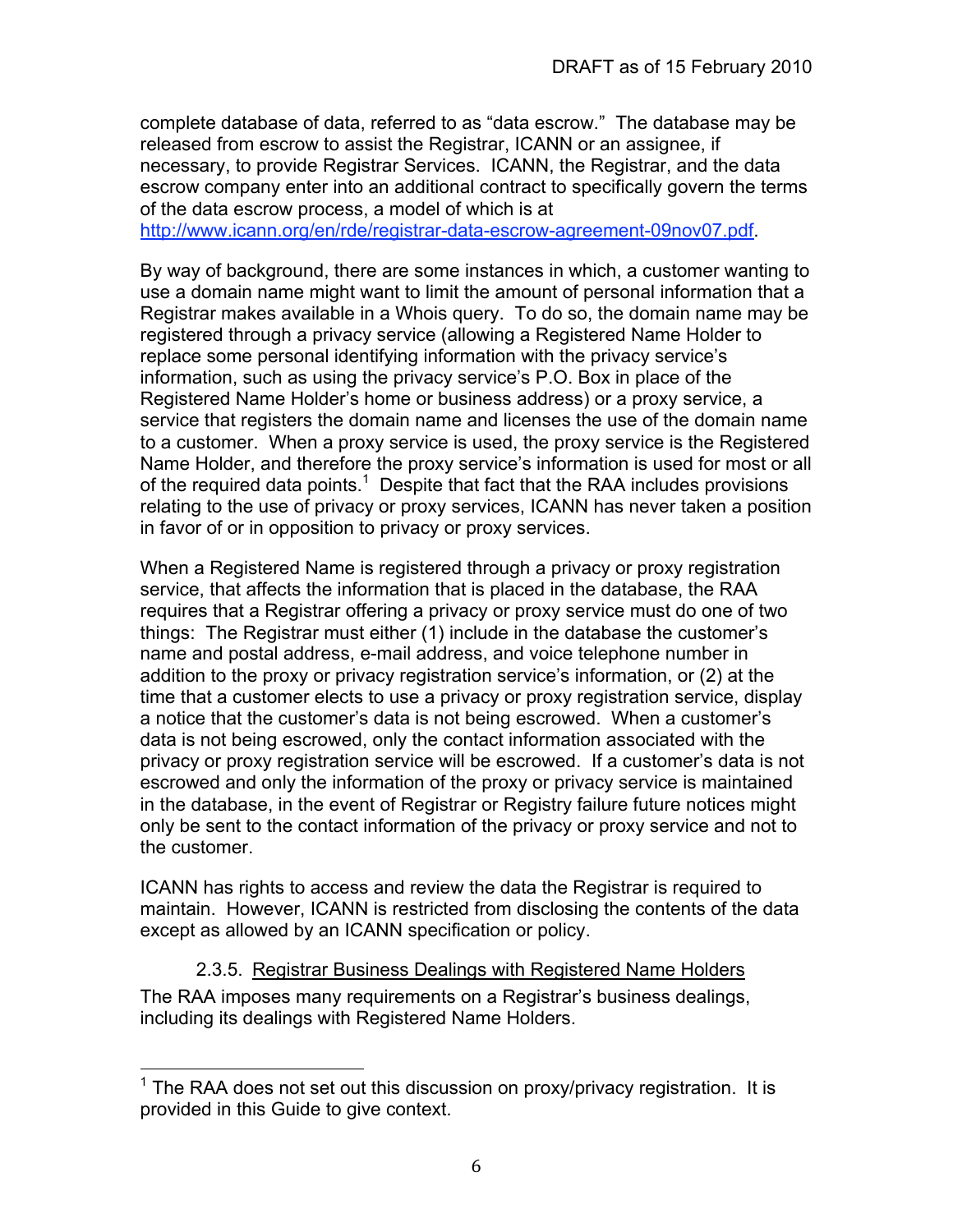complete database of data, referred to as "data escrow." The database may be released from escrow to assist the Registrar, ICANN or an assignee, if necessary, to provide Registrar Services. ICANN, the Registrar, and the data escrow company enter into an additional contract to specifically govern the terms of the data escrow process, a model of which is at http://www.icann.org/en/rde/registrar-data-escrow-agreement-09nov07.pdf.

By way of background, there are some instances in which, a customer wanting to use a domain name might want to limit the amount of personal information that a Registrar makes available in a Whois query. To do so, the domain name may be registered through a privacy service (allowing a Registered Name Holder to replace some personal identifying information with the privacy service's information, such as using the privacy service's P.O. Box in place of the Registered Name Holder's home or business address) or a proxy service, a service that registers the domain name and licenses the use of the domain name to a customer. When a proxy service is used, the proxy service is the Registered Name Holder, and therefore the proxy service's information is used for most or all of the required data points.[1] Despite that fact that the RAA includes provisions relating to the use of privacy or proxy services, ICANN has never taken a position in favor of or in opposition to privacy or proxy services.

When a Registered Name is registered through a privacy or proxy registration service, that affects the information that is placed in the database, the RAA requires that a Registrar offering a privacy or proxy service must do one of two things: The Registrar must either (1) include in the database the customer's name and postal address, e-mail address, and voice telephone number in addition to the proxy or privacy registration service's information, or (2) at the time that a customer elects to use a privacy or proxy registration service, display a notice that the customer's data is not being escrowed. When a customer's data is not being escrowed, only the contact information associated with the privacy or proxy registration service will be escrowed. If a customer's data is not escrowed and only the information of the proxy or privacy service is maintained in the database, in the event of Registrar or Registry failure future notices might only be sent to the contact information of the privacy or proxy service and not to the customer.

ICANN has rights to access and review the data the Registrar is required to maintain. However, ICANN is restricted from disclosing the contents of the data except as allowed by an ICANN specification or policy.

#### 2.3.5. Registrar Business Dealings with Registered Name Holders

The RAA imposes many requirements on a Registrar's business dealings, including its dealings with Registered Name Holders.

---

[1] The RAA does not set out this discussion on proxy/privacy registration. It is provided in this Guide to give context.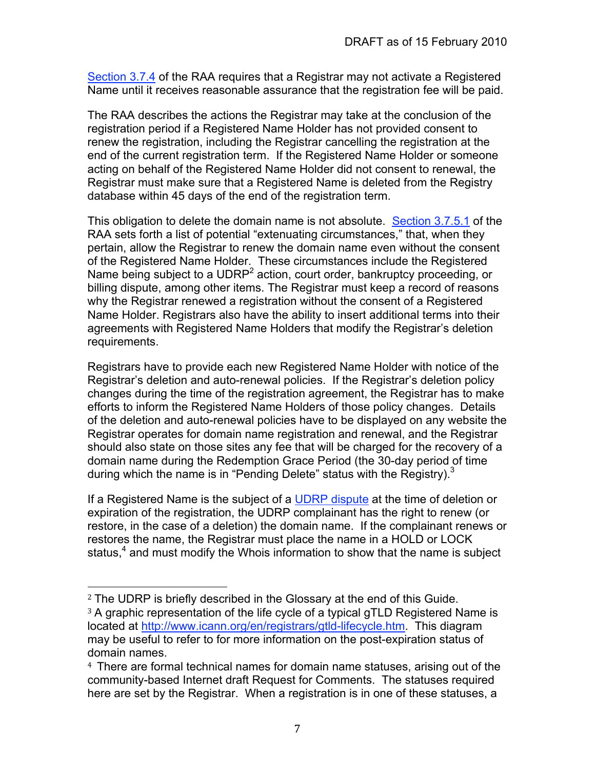[Section 3.7.4](#) of the RAA requires that a Registrar may not activate a Registered Name until it receives reasonable assurance that the registration fee will be paid.

The RAA describes the actions the Registrar may take at the conclusion of the registration period if a Registered Name Holder has not provided consent to renew the registration, including the Registrar cancelling the registration at the end of the current registration term. If the Registered Name Holder or someone acting on behalf of the Registered Name Holder did not consent to renewal, the Registrar must make sure that a Registered Name is deleted from the Registry database within 45 days of the end of the registration term.

This obligation to delete the domain name is not absolute. [Section 3.7.5.1](#) of the RAA sets forth a list of potential "extenuating circumstances," that, when they pertain, allow the Registrar to renew the domain name even without the consent of the Registered Name Holder. These circumstances include the Registered Name being subject to a UDRP[2] action, court order, bankruptcy proceeding, or billing dispute, among other items. The Registrar must keep a record of reasons why the Registrar renewed a registration without the consent of a Registered Name Holder. Registrars also have the ability to insert additional terms into their agreements with Registered Name Holders that modify the Registrar's deletion requirements.

Registrars have to provide each new Registered Name Holder with notice of the Registrar's deletion and auto-renewal policies. If the Registrar's deletion policy changes during the time of the registration agreement, the Registrar has to make efforts to inform the Registered Name Holders of those policy changes. Details of the deletion and auto-renewal policies have to be displayed on any website the Registrar operates for domain name registration and renewal, and the Registrar should also state on those sites any fee that will be charged for the recovery of a domain name during the Redemption Grace Period (the 30-day period of time during which the name is in "Pending Delete" status with the Registry).[3]

If a Registered Name is the subject of a [UDRP dispute](#) at the time of deletion or expiration of the registration, the UDRP complainant has the right to renew (or restore, in the case of a deletion) the domain name. If the complainant renews or restores the name, the Registrar must place the name in a HOLD or LOCK status,[4] and must modify the Whois information to show that the name is subject

---

[2] The UDRP is briefly described in the Glossary at the end of this Guide.

[3] A graphic representation of the life cycle of a typical gTLD Registered Name is located at http://www.icann.org/en/registrars/gtld-lifecycle.htm. This diagram may be useful to refer to for more information on the post-expiration status of domain names.

[4] There are formal technical names for domain name statuses, arising out of the community-based Internet draft Request for Comments. The statuses required here are set by the Registrar. When a registration is in one of these statuses, a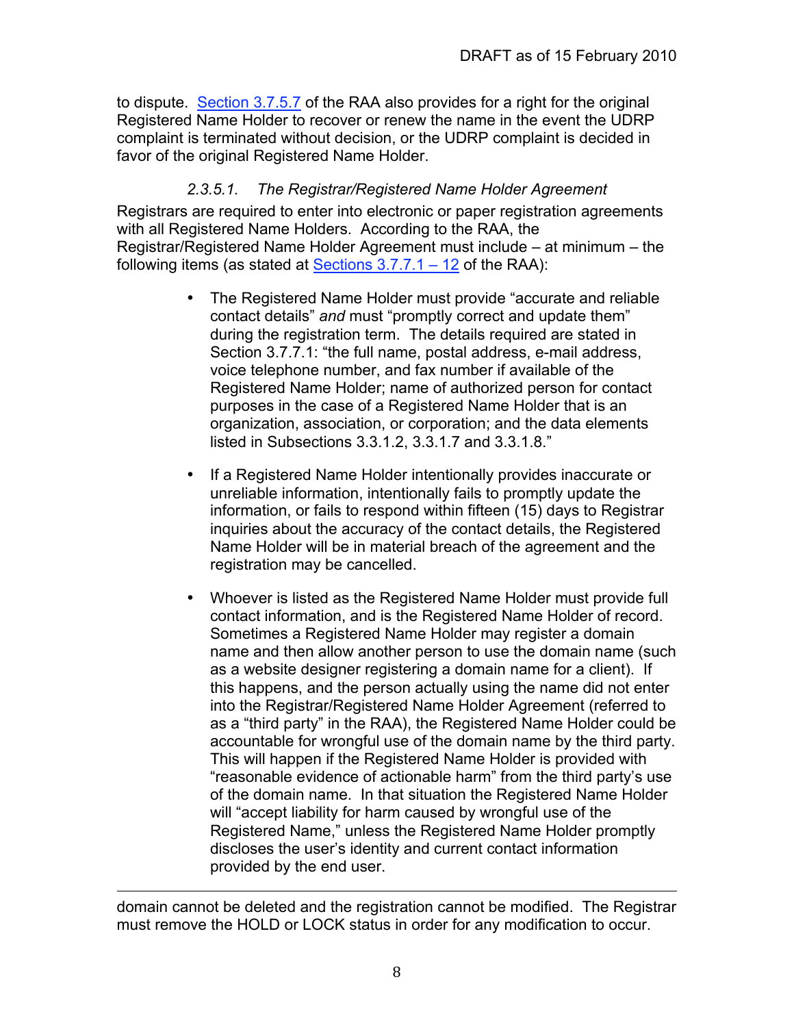to dispute. Section 3.7.5.7 of the RAA also provides for a right for the original Registered Name Holder to recover or renew the name in the event the UDRP complaint is terminated without decision, or the UDRP complaint is decided in favor of the original Registered Name Holder.

#### *2.3.5.1. The Registrar/Registered Name Holder Agreement*

Registrars are required to enter into electronic or paper registration agreements with all Registered Name Holders. According to the RAA, the Registrar/Registered Name Holder Agreement must include – at minimum – the following items (as stated at Sections 3.7.7.1 – 12 of the RAA):

- The Registered Name Holder must provide "accurate and reliable contact details" *and* must "promptly correct and update them" during the registration term. The details required are stated in Section 3.7.7.1: "the full name, postal address, e-mail address, voice telephone number, and fax number if available of the Registered Name Holder; name of authorized person for contact purposes in the case of a Registered Name Holder that is an organization, association, or corporation; and the data elements listed in Subsections 3.3.1.2, 3.3.1.7 and 3.3.1.8."

- If a Registered Name Holder intentionally provides inaccurate or unreliable information, intentionally fails to promptly update the information, or fails to respond within fifteen (15) days to Registrar inquiries about the accuracy of the contact details, the Registered Name Holder will be in material breach of the agreement and the registration may be cancelled.

- Whoever is listed as the Registered Name Holder must provide full contact information, and is the Registered Name Holder of record. Sometimes a Registered Name Holder may register a domain name and then allow another person to use the domain name (such as a website designer registering a domain name for a client). If this happens, and the person actually using the name did not enter into the Registrar/Registered Name Holder Agreement (referred to as a "third party" in the RAA), the Registered Name Holder could be accountable for wrongful use of the domain name by the third party. This will happen if the Registered Name Holder is provided with "reasonable evidence of actionable harm" from the third party's use of the domain name. In that situation the Registered Name Holder will "accept liability for harm caused by wrongful use of the Registered Name," unless the Registered Name Holder promptly discloses the user's identity and current contact information provided by the end user.

---

domain cannot be deleted and the registration cannot be modified. The Registrar must remove the HOLD or LOCK status in order for any modification to occur.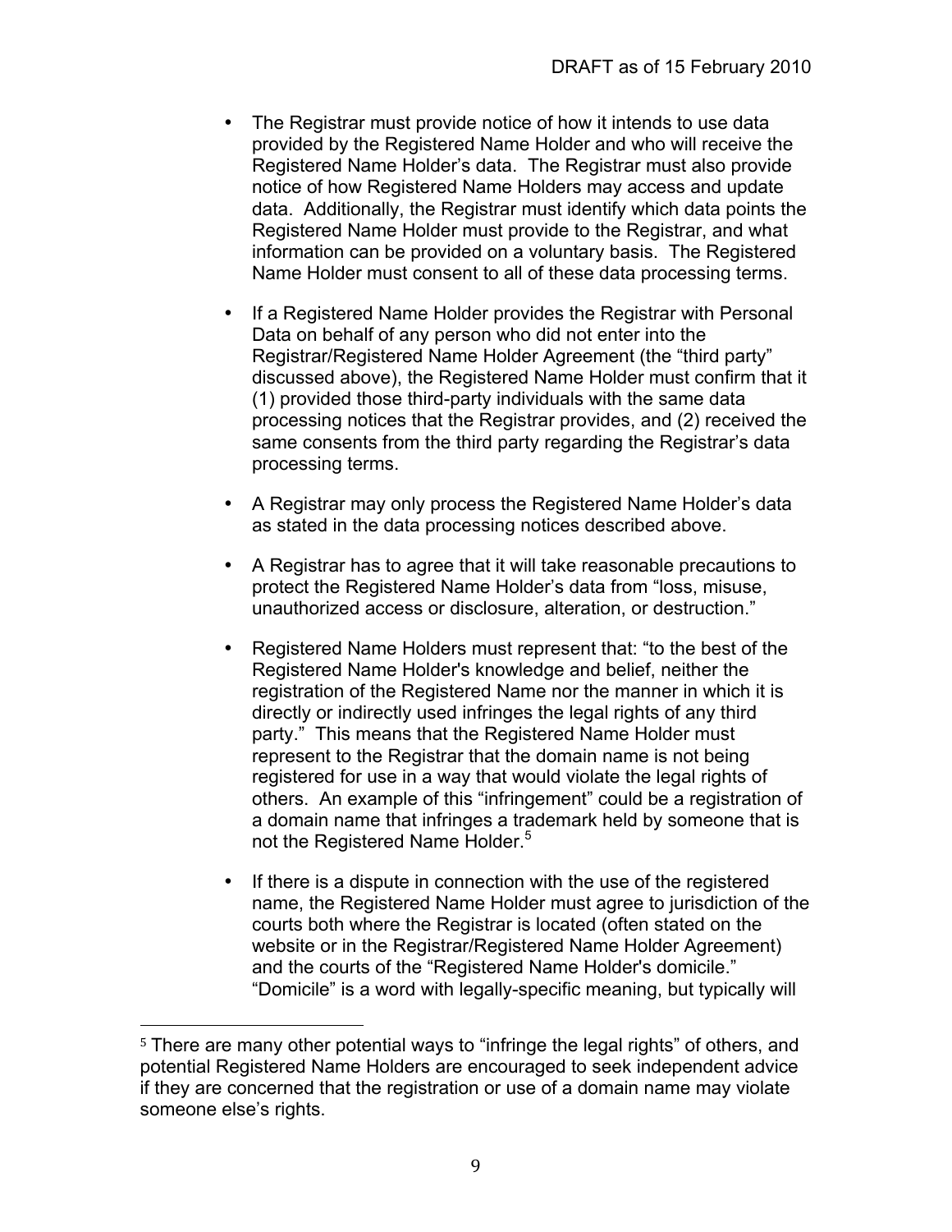- The Registrar must provide notice of how it intends to use data provided by the Registered Name Holder and who will receive the Registered Name Holder's data. The Registrar must also provide notice of how Registered Name Holders may access and update data. Additionally, the Registrar must identify which data points the Registered Name Holder must provide to the Registrar, and what information can be provided on a voluntary basis. The Registered Name Holder must consent to all of these data processing terms.

- If a Registered Name Holder provides the Registrar with Personal Data on behalf of any person who did not enter into the Registrar/Registered Name Holder Agreement (the "third party" discussed above), the Registered Name Holder must confirm that it (1) provided those third-party individuals with the same data processing notices that the Registrar provides, and (2) received the same consents from the third party regarding the Registrar's data processing terms.

- A Registrar may only process the Registered Name Holder's data as stated in the data processing notices described above.

- A Registrar has to agree that it will take reasonable precautions to protect the Registered Name Holder's data from "loss, misuse, unauthorized access or disclosure, alteration, or destruction."

- Registered Name Holders must represent that: "to the best of the Registered Name Holder's knowledge and belief, neither the registration of the Registered Name nor the manner in which it is directly or indirectly used infringes the legal rights of any third party." This means that the Registered Name Holder must represent to the Registrar that the domain name is not being registered for use in a way that would violate the legal rights of others. An example of this "infringement" could be a registration of a domain name that infringes a trademark held by someone that is not the Registered Name Holder.[5]

- If there is a dispute in connection with the use of the registered name, the Registered Name Holder must agree to jurisdiction of the courts both where the Registrar is located (often stated on the website or in the Registrar/Registered Name Holder Agreement) and the courts of the "Registered Name Holder's domicile." "Domicile" is a word with legally-specific meaning, but typically will

[5] There are many other potential ways to "infringe the legal rights" of others, and potential Registered Name Holders are encouraged to seek independent advice if they are concerned that the registration or use of a domain name may violate someone else's rights.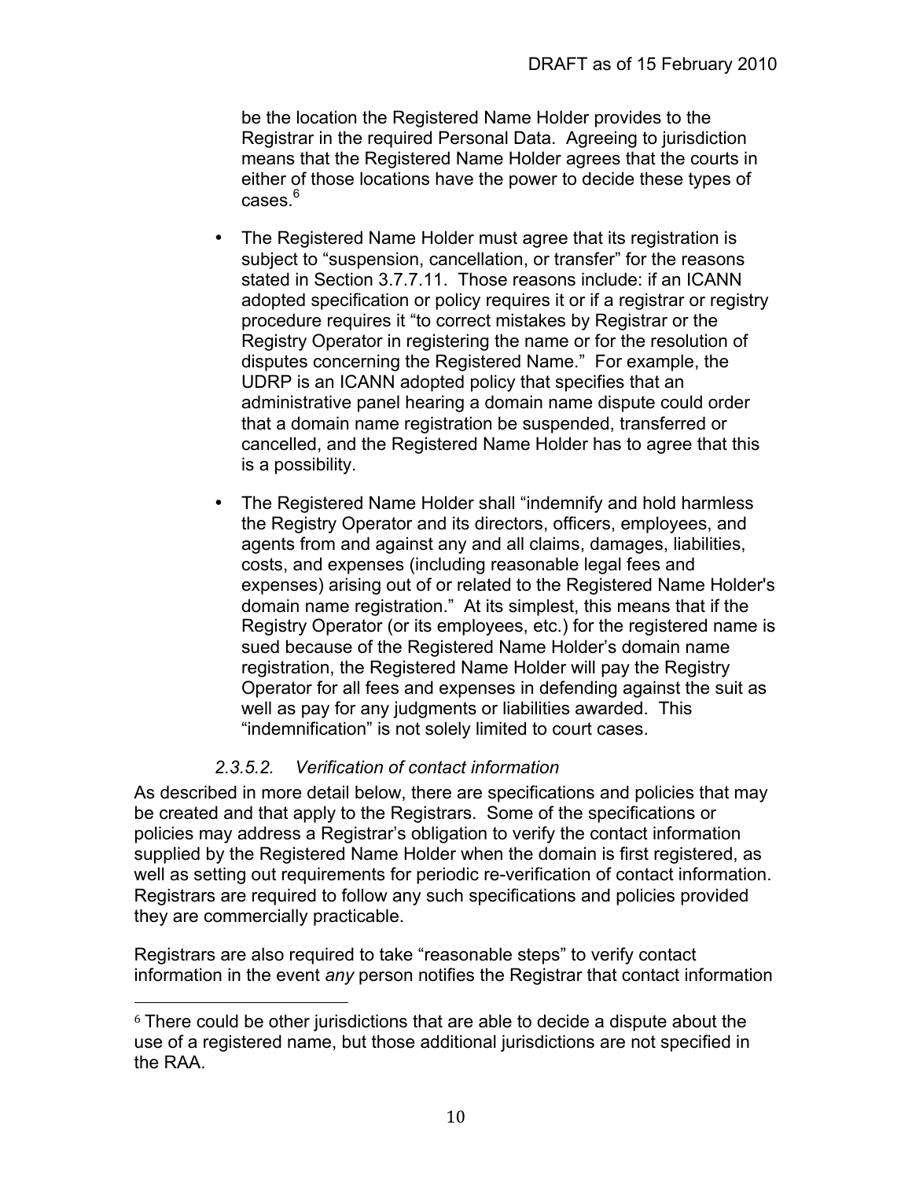be the location the Registered Name Holder provides to the Registrar in the required Personal Data. Agreeing to jurisdiction means that the Registered Name Holder agrees that the courts in either of those locations have the power to decide these types of cases.[6]

- The Registered Name Holder must agree that its registration is subject to "suspension, cancellation, or transfer" for the reasons stated in Section 3.7.7.11. Those reasons include: if an ICANN adopted specification or policy requires it or if a registrar or registry procedure requires it "to correct mistakes by Registrar or the Registry Operator in registering the name or for the resolution of disputes concerning the Registered Name." For example, the UDRP is an ICANN adopted policy that specifies that an administrative panel hearing a domain name dispute could order that a domain name registration be suspended, transferred or cancelled, and the Registered Name Holder has to agree that this is a possibility.
- The Registered Name Holder shall "indemnify and hold harmless the Registry Operator and its directors, officers, employees, and agents from and against any and all claims, damages, liabilities, costs, and expenses (including reasonable legal fees and expenses) arising out of or related to the Registered Name Holder's domain name registration." At its simplest, this means that if the Registry Operator (or its employees, etc.) for the registered name is sued because of the Registered Name Holder's domain name registration, the Registered Name Holder will pay the Registry Operator for all fees and expenses in defending against the suit as well as pay for any judgments or liabilities awarded. This "indemnification" is not solely limited to court cases.

#### *2.3.5.2. Verification of contact information*

As described in more detail below, there are specifications and policies that may be created and that apply to the Registrars. Some of the specifications or policies may address a Registrar's obligation to verify the contact information supplied by the Registered Name Holder when the domain is first registered, as well as setting out requirements for periodic re-verification of contact information. Registrars are required to follow any such specifications and policies provided they are commercially practicable.

Registrars are also required to take "reasonable steps" to verify contact information in the event *any* person notifies the Registrar that contact information

---

[6] There could be other jurisdictions that are able to decide a dispute about the use of a registered name, but those additional jurisdictions are not specified in the RAA.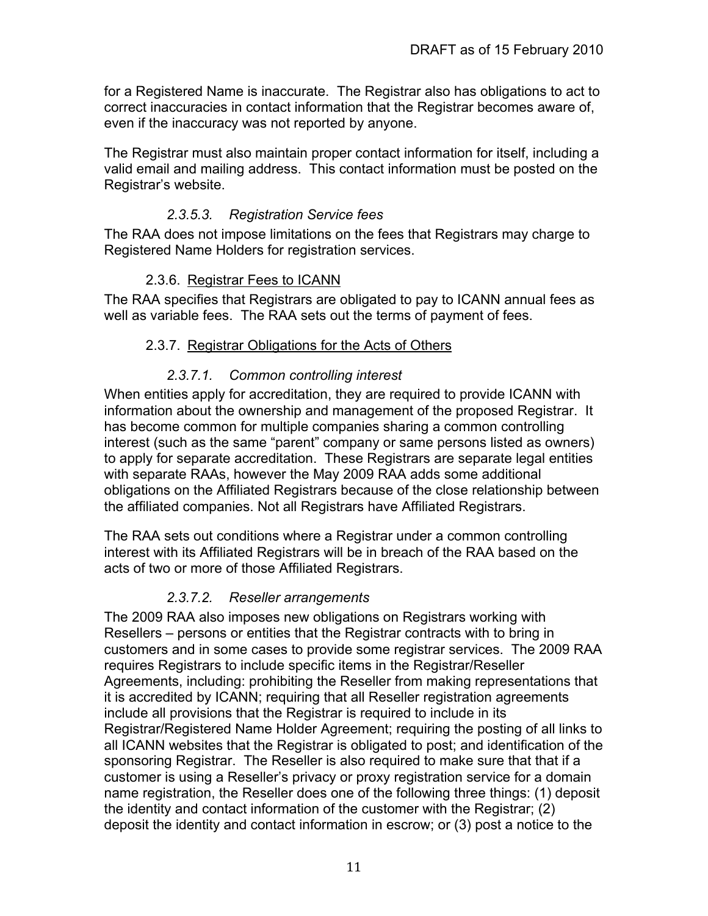for a Registered Name is inaccurate. The Registrar also has obligations to act to correct inaccuracies in contact information that the Registrar becomes aware of, even if the inaccuracy was not reported by anyone.

The Registrar must also maintain proper contact information for itself, including a valid email and mailing address. This contact information must be posted on the Registrar's website.

##### *2.3.5.3. Registration Service fees*

The RAA does not impose limitations on the fees that Registrars may charge to Registered Name Holders for registration services.

#### 2.3.6. Registrar Fees to ICANN

The RAA specifies that Registrars are obligated to pay to ICANN annual fees as well as variable fees. The RAA sets out the terms of payment of fees.

#### 2.3.7. Registrar Obligations for the Acts of Others

##### *2.3.7.1. Common controlling interest*

When entities apply for accreditation, they are required to provide ICANN with information about the ownership and management of the proposed Registrar. It has become common for multiple companies sharing a common controlling interest (such as the same "parent" company or same persons listed as owners) to apply for separate accreditation. These Registrars are separate legal entities with separate RAAs, however the May 2009 RAA adds some additional obligations on the Affiliated Registrars because of the close relationship between the affiliated companies. Not all Registrars have Affiliated Registrars.

The RAA sets out conditions where a Registrar under a common controlling interest with its Affiliated Registrars will be in breach of the RAA based on the acts of two or more of those Affiliated Registrars.

##### *2.3.7.2. Reseller arrangements*

The 2009 RAA also imposes new obligations on Registrars working with Resellers – persons or entities that the Registrar contracts with to bring in customers and in some cases to provide some registrar services. The 2009 RAA requires Registrars to include specific items in the Registrar/Reseller Agreements, including: prohibiting the Reseller from making representations that it is accredited by ICANN; requiring that all Reseller registration agreements include all provisions that the Registrar is required to include in its Registrar/Registered Name Holder Agreement; requiring the posting of all links to all ICANN websites that the Registrar is obligated to post; and identification of the sponsoring Registrar. The Reseller is also required to make sure that that if a customer is using a Reseller's privacy or proxy registration service for a domain name registration, the Reseller does one of the following three things: (1) deposit the identity and contact information of the customer with the Registrar; (2) deposit the identity and contact information in escrow; or (3) post a notice to the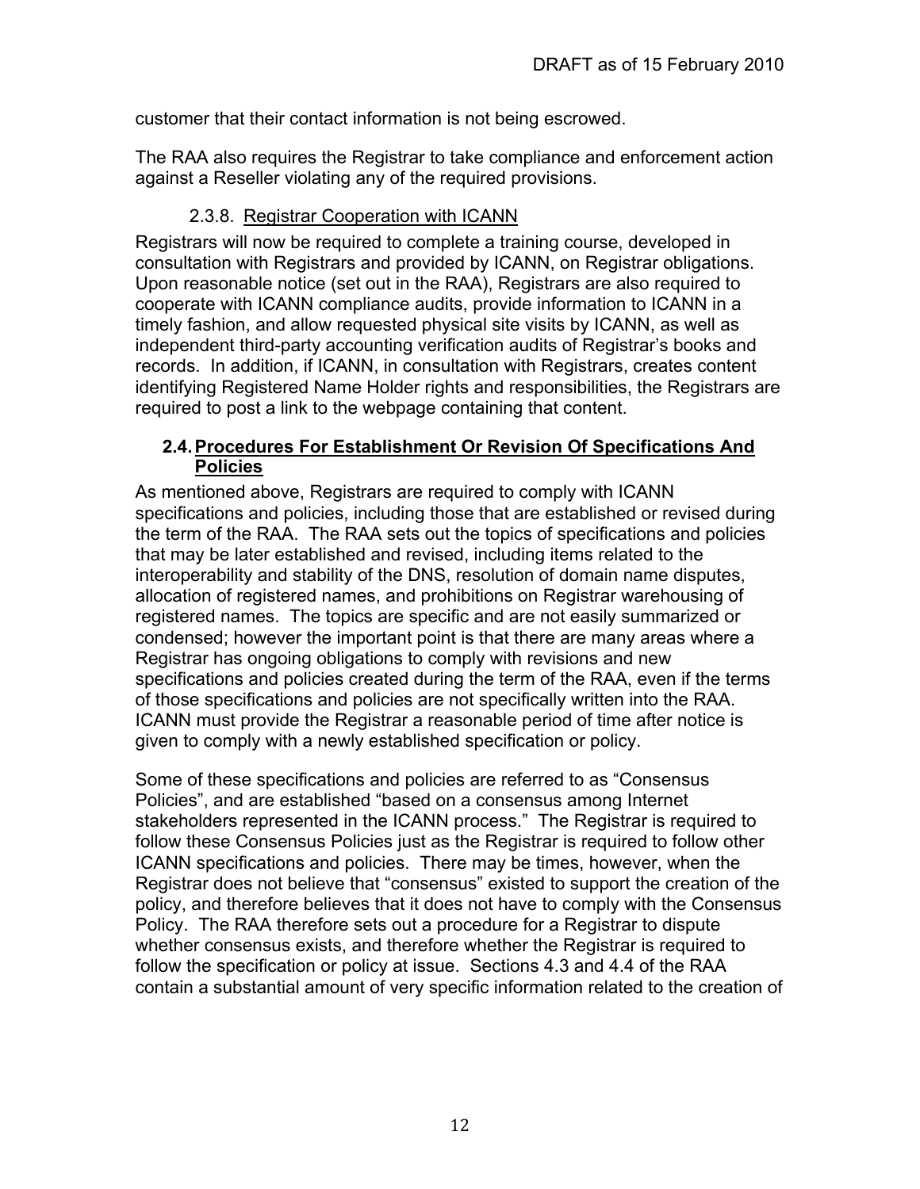customer that their contact information is not being escrowed.

The RAA also requires the Registrar to take compliance and enforcement action against a Reseller violating any of the required provisions.

#### 2.3.8. Registrar Cooperation with ICANN

Registrars will now be required to complete a training course, developed in consultation with Registrars and provided by ICANN, on Registrar obligations. Upon reasonable notice (set out in the RAA), Registrars are also required to cooperate with ICANN compliance audits, provide information to ICANN in a timely fashion, and allow requested physical site visits by ICANN, as well as independent third-party accounting verification audits of Registrar's books and records. In addition, if ICANN, in consultation with Registrars, creates content identifying Registered Name Holder rights and responsibilities, the Registrars are required to post a link to the webpage containing that content.

### 2.4. Procedures For Establishment Or Revision Of Specifications And Policies

As mentioned above, Registrars are required to comply with ICANN specifications and policies, including those that are established or revised during the term of the RAA. The RAA sets out the topics of specifications and policies that may be later established and revised, including items related to the interoperability and stability of the DNS, resolution of domain name disputes, allocation of registered names, and prohibitions on Registrar warehousing of registered names. The topics are specific and are not easily summarized or condensed; however the important point is that there are many areas where a Registrar has ongoing obligations to comply with revisions and new specifications and policies created during the term of the RAA, even if the terms of those specifications and policies are not specifically written into the RAA. ICANN must provide the Registrar a reasonable period of time after notice is given to comply with a newly established specification or policy.

Some of these specifications and policies are referred to as "Consensus Policies", and are established "based on a consensus among Internet stakeholders represented in the ICANN process." The Registrar is required to follow these Consensus Policies just as the Registrar is required to follow other ICANN specifications and policies. There may be times, however, when the Registrar does not believe that "consensus" existed to support the creation of the policy, and therefore believes that it does not have to comply with the Consensus Policy. The RAA therefore sets out a procedure for a Registrar to dispute whether consensus exists, and therefore whether the Registrar is required to follow the specification or policy at issue. Sections 4.3 and 4.4 of the RAA contain a substantial amount of very specific information related to the creation of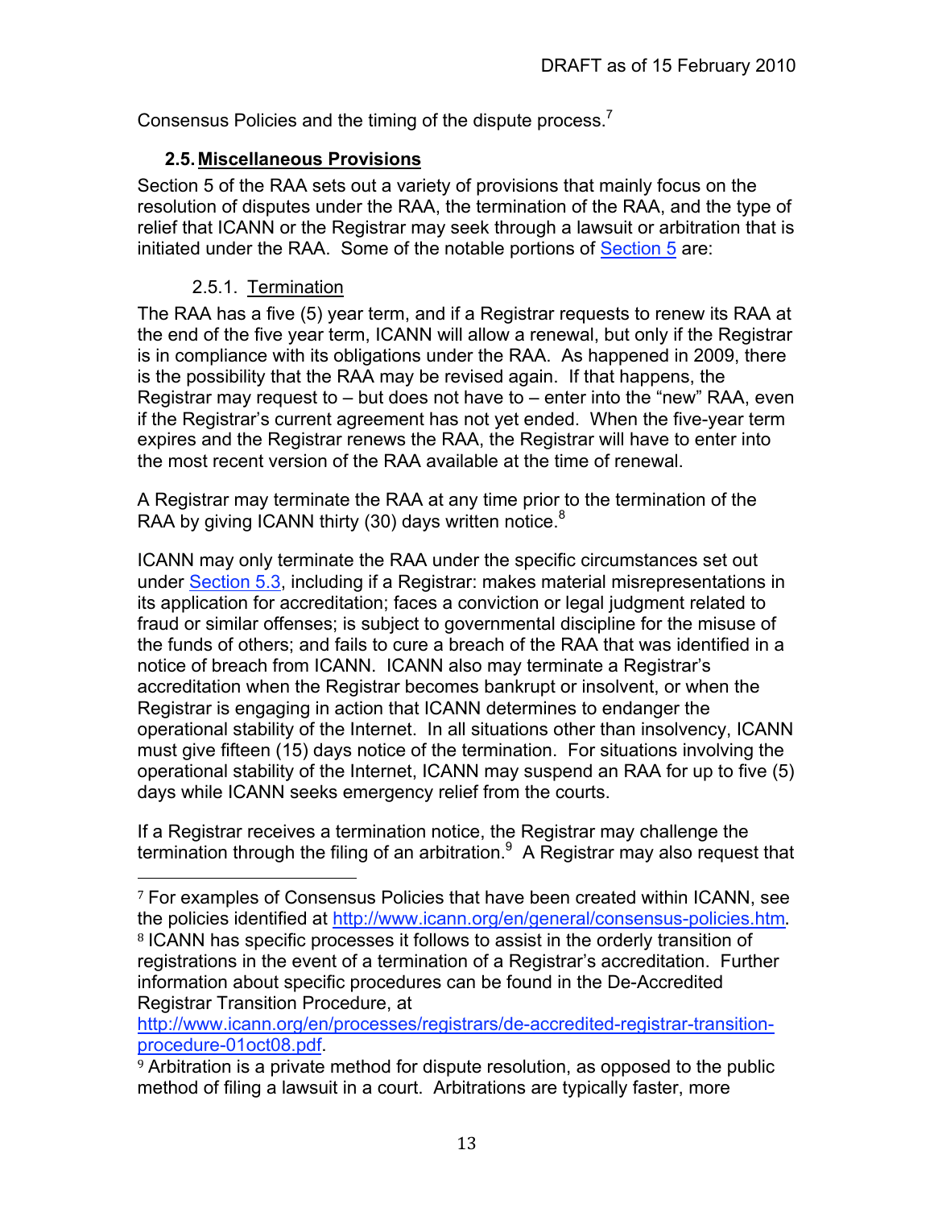Consensus Policies and the timing of the dispute process.[7]

### 2.5. Miscellaneous Provisions

Section 5 of the RAA sets out a variety of provisions that mainly focus on the resolution of disputes under the RAA, the termination of the RAA, and the type of relief that ICANN or the Registrar may seek through a lawsuit or arbitration that is initiated under the RAA. Some of the notable portions of [Section 5](#) are:

#### 2.5.1. Termination

The RAA has a five (5) year term, and if a Registrar requests to renew its RAA at the end of the five year term, ICANN will allow a renewal, but only if the Registrar is in compliance with its obligations under the RAA. As happened in 2009, there is the possibility that the RAA may be revised again. If that happens, the Registrar may request to – but does not have to – enter into the "new" RAA, even if the Registrar's current agreement has not yet ended. When the five-year term expires and the Registrar renews the RAA, the Registrar will have to enter into the most recent version of the RAA available at the time of renewal.

A Registrar may terminate the RAA at any time prior to the termination of the RAA by giving ICANN thirty (30) days written notice.[8]

ICANN may only terminate the RAA under the specific circumstances set out under [Section 5.3](#), including if a Registrar: makes material misrepresentations in its application for accreditation; faces a conviction or legal judgment related to fraud or similar offenses; is subject to governmental discipline for the misuse of the funds of others; and fails to cure a breach of the RAA that was identified in a notice of breach from ICANN. ICANN also may terminate a Registrar's accreditation when the Registrar becomes bankrupt or insolvent, or when the Registrar is engaging in action that ICANN determines to endanger the operational stability of the Internet. In all situations other than insolvency, ICANN must give fifteen (15) days notice of the termination. For situations involving the operational stability of the Internet, ICANN may suspend an RAA for up to five (5) days while ICANN seeks emergency relief from the courts.

If a Registrar receives a termination notice, the Registrar may challenge the termination through the filing of an arbitration.[9] A Registrar may also request that

---

[7] For examples of Consensus Policies that have been created within ICANN, see the policies identified at http://www.icann.org/en/general/consensus-policies.htm.

[8] ICANN has specific processes it follows to assist in the orderly transition of registrations in the event of a termination of a Registrar's accreditation. Further information about specific procedures can be found in the De-Accredited Registrar Transition Procedure, at http://www.icann.org/en/processes/registrars/de-accredited-registrar-transition-procedure-01oct08.pdf.

[9] Arbitration is a private method for dispute resolution, as opposed to the public method of filing a lawsuit in a court. Arbitrations are typically faster, more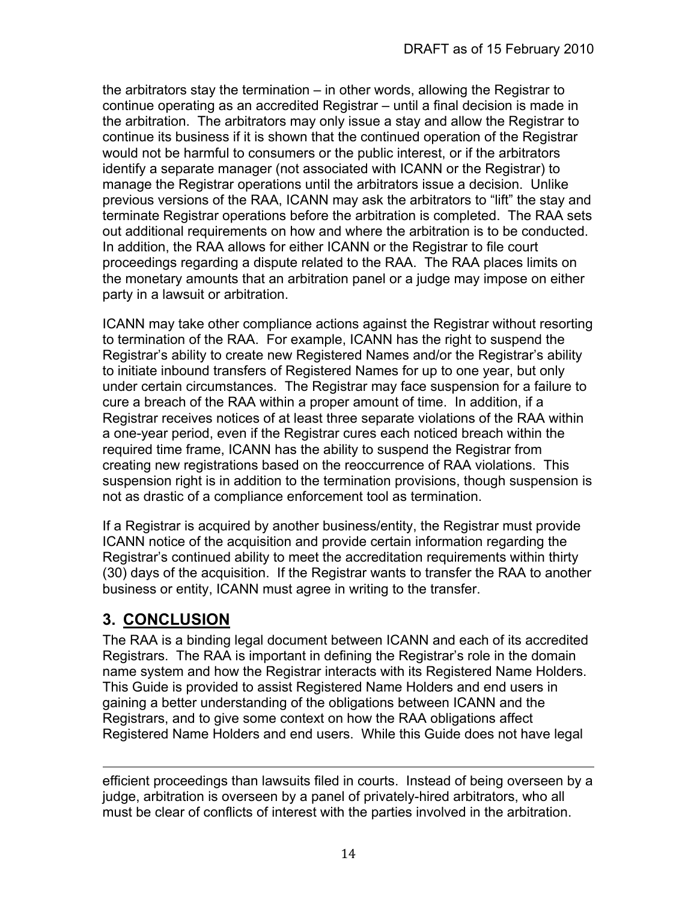the arbitrators stay the termination – in other words, allowing the Registrar to continue operating as an accredited Registrar – until a final decision is made in the arbitration. The arbitrators may only issue a stay and allow the Registrar to continue its business if it is shown that the continued operation of the Registrar would not be harmful to consumers or the public interest, or if the arbitrators identify a separate manager (not associated with ICANN or the Registrar) to manage the Registrar operations until the arbitrators issue a decision. Unlike previous versions of the RAA, ICANN may ask the arbitrators to "lift" the stay and terminate Registrar operations before the arbitration is completed. The RAA sets out additional requirements on how and where the arbitration is to be conducted. In addition, the RAA allows for either ICANN or the Registrar to file court proceedings regarding a dispute related to the RAA. The RAA places limits on the monetary amounts that an arbitration panel or a judge may impose on either party in a lawsuit or arbitration.

ICANN may take other compliance actions against the Registrar without resorting to termination of the RAA. For example, ICANN has the right to suspend the Registrar's ability to create new Registered Names and/or the Registrar's ability to initiate inbound transfers of Registered Names for up to one year, but only under certain circumstances. The Registrar may face suspension for a failure to cure a breach of the RAA within a proper amount of time. In addition, if a Registrar receives notices of at least three separate violations of the RAA within a one-year period, even if the Registrar cures each noticed breach within the required time frame, ICANN has the ability to suspend the Registrar from creating new registrations based on the reoccurrence of RAA violations. This suspension right is in addition to the termination provisions, though suspension is not as drastic of a compliance enforcement tool as termination.

If a Registrar is acquired by another business/entity, the Registrar must provide ICANN notice of the acquisition and provide certain information regarding the Registrar's continued ability to meet the accreditation requirements within thirty (30) days of the acquisition. If the Registrar wants to transfer the RAA to another business or entity, ICANN must agree in writing to the transfer.

## 3. CONCLUSION

The RAA is a binding legal document between ICANN and each of its accredited Registrars. The RAA is important in defining the Registrar's role in the domain name system and how the Registrar interacts with its Registered Name Holders. This Guide is provided to assist Registered Name Holders and end users in gaining a better understanding of the obligations between ICANN and the Registrars, and to give some context on how the RAA obligations affect Registered Name Holders and end users. While this Guide does not have legal

---

efficient proceedings than lawsuits filed in courts. Instead of being overseen by a judge, arbitration is overseen by a panel of privately-hired arbitrators, who all must be clear of conflicts of interest with the parties involved in the arbitration.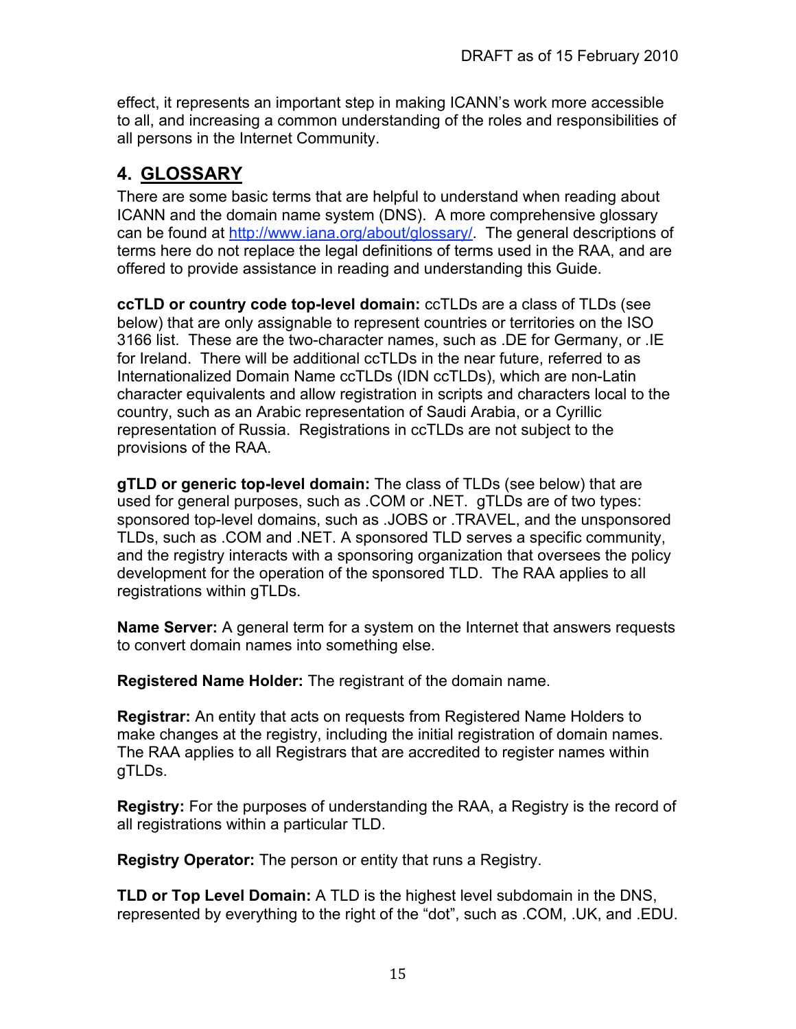effect, it represents an important step in making ICANN's work more accessible to all, and increasing a common understanding of the roles and responsibilities of all persons in the Internet Community.

## 4. GLOSSARY

There are some basic terms that are helpful to understand when reading about ICANN and the domain name system (DNS). A more comprehensive glossary can be found at http://www.iana.org/about/glossary/. The general descriptions of terms here do not replace the legal definitions of terms used in the RAA, and are offered to provide assistance in reading and understanding this Guide.

**ccTLD or country code top-level domain:** ccTLDs are a class of TLDs (see below) that are only assignable to represent countries or territories on the ISO 3166 list. These are the two-character names, such as .DE for Germany, or .IE for Ireland. There will be additional ccTLDs in the near future, referred to as Internationalized Domain Name ccTLDs (IDN ccTLDs), which are non-Latin character equivalents and allow registration in scripts and characters local to the country, such as an Arabic representation of Saudi Arabia, or a Cyrillic representation of Russia. Registrations in ccTLDs are not subject to the provisions of the RAA.

**gTLD or generic top-level domain:** The class of TLDs (see below) that are used for general purposes, such as .COM or .NET. gTLDs are of two types: sponsored top-level domains, such as .JOBS or .TRAVEL, and the unsponsored TLDs, such as .COM and .NET. A sponsored TLD serves a specific community, and the registry interacts with a sponsoring organization that oversees the policy development for the operation of the sponsored TLD. The RAA applies to all registrations within gTLDs.

**Name Server:** A general term for a system on the Internet that answers requests to convert domain names into something else.

**Registered Name Holder:** The registrant of the domain name.

**Registrar:** An entity that acts on requests from Registered Name Holders to make changes at the registry, including the initial registration of domain names. The RAA applies to all Registrars that are accredited to register names within gTLDs.

**Registry:** For the purposes of understanding the RAA, a Registry is the record of all registrations within a particular TLD.

**Registry Operator:** The person or entity that runs a Registry.

**TLD or Top Level Domain:** A TLD is the highest level subdomain in the DNS, represented by everything to the right of the "dot", such as .COM, .UK, and .EDU.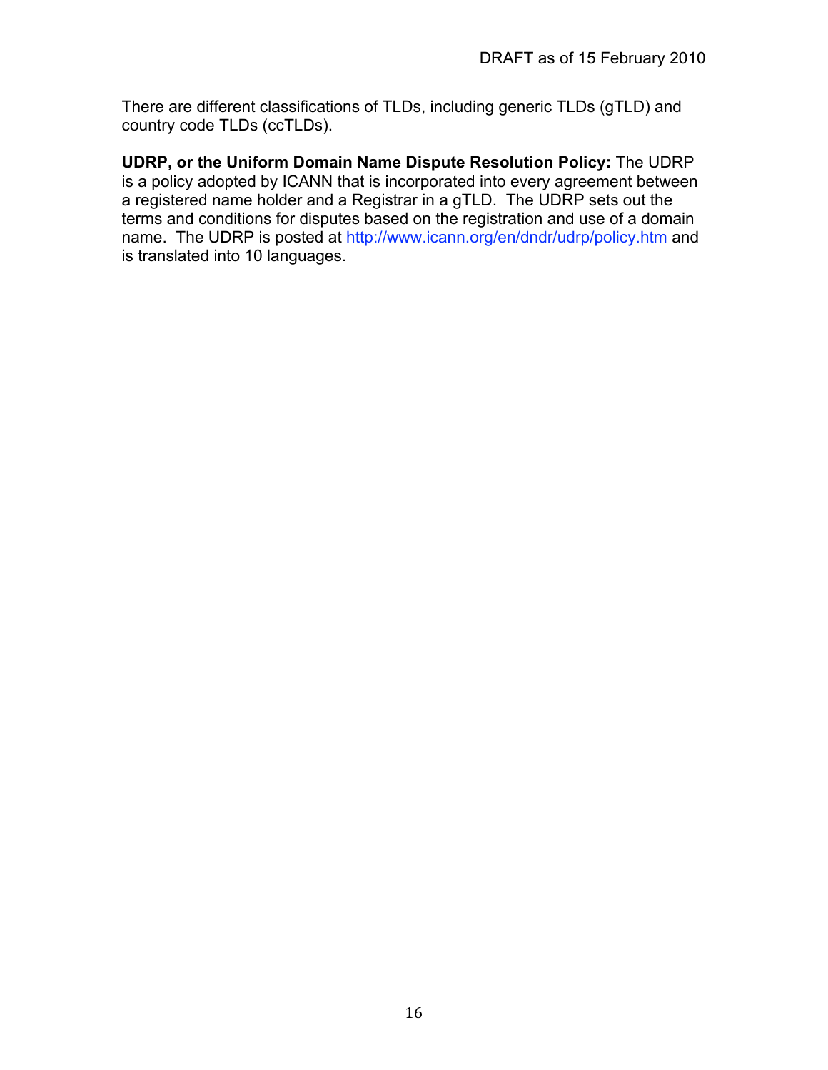There are different classifications of TLDs, including generic TLDs (gTLD) and country code TLDs (ccTLDs).

**UDRP, or the Uniform Domain Name Dispute Resolution Policy:** The UDRP is a policy adopted by ICANN that is incorporated into every agreement between a registered name holder and a Registrar in a gTLD. The UDRP sets out the terms and conditions for disputes based on the registration and use of a domain name. The UDRP is posted at http://www.icann.org/en/dndr/udrp/policy.htm and is translated into 10 languages.